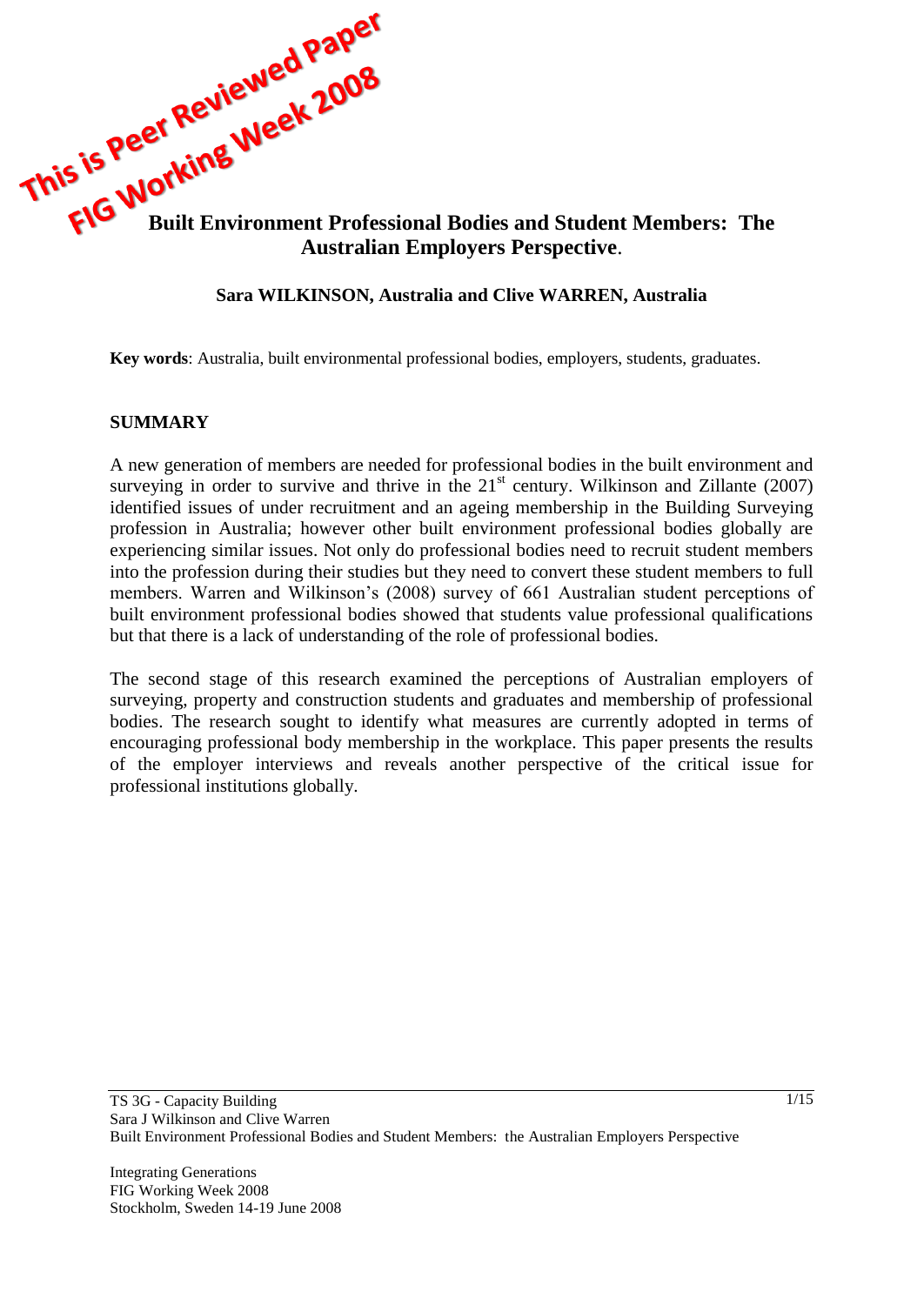This is Peer Reviewed Paper
FIG Working Week 2008

# Built Environment Professional Bodies and Student Members: The Australian Employers Perspective.

**Sara WILKINSON, Australia and Clive WARREN, Australia**

**Key words**: Australia, built environmental professional bodies, employers, students, graduates.

## SUMMARY

A new generation of members are needed for professional bodies in the built environment and surveying in order to survive and thrive in the 21st century. Wilkinson and Zillante (2007) identified issues of under recruitment and an ageing membership in the Building Surveying profession in Australia; however other built environment professional bodies globally are experiencing similar issues. Not only do professional bodies need to recruit student members into the profession during their studies but they need to convert these student members to full members. Warren and Wilkinson's (2008) survey of 661 Australian student perceptions of built environment professional bodies showed that students value professional qualifications but that there is a lack of understanding of the role of professional bodies.

The second stage of this research examined the perceptions of Australian employers of surveying, property and construction students and graduates and membership of professional bodies. The research sought to identify what measures are currently adopted in terms of encouraging professional body membership in the workplace. This paper presents the results of the employer interviews and reveals another perspective of the critical issue for professional institutions globally.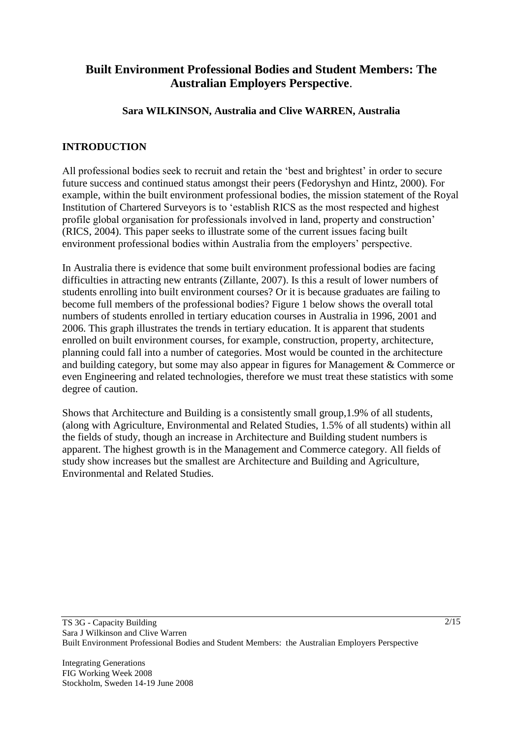# Built Environment Professional Bodies and Student Members: The Australian Employers Perspective.

**Sara WILKINSON, Australia and Clive WARREN, Australia**

## INTRODUCTION

All professional bodies seek to recruit and retain the 'best and brightest' in order to secure future success and continued status amongst their peers (Fedoryshyn and Hintz, 2000). For example, within the built environment professional bodies, the mission statement of the Royal Institution of Chartered Surveyors is to 'establish RICS as the most respected and highest profile global organisation for professionals involved in land, property and construction' (RICS, 2004). This paper seeks to illustrate some of the current issues facing built environment professional bodies within Australia from the employers' perspective.

In Australia there is evidence that some built environment professional bodies are facing difficulties in attracting new entrants (Zillante, 2007). Is this a result of lower numbers of students enrolling into built environment courses? Or it is because graduates are failing to become full members of the professional bodies? Figure 1 below shows the overall total numbers of students enrolled in tertiary education courses in Australia in 1996, 2001 and 2006. This graph illustrates the trends in tertiary education. It is apparent that students enrolled on built environment courses, for example, construction, property, architecture, planning could fall into a number of categories. Most would be counted in the architecture and building category, but some may also appear in figures for Management & Commerce or even Engineering and related technologies, therefore we must treat these statistics with some degree of caution.

Shows that Architecture and Building is a consistently small group,1.9% of all students, (along with Agriculture, Environmental and Related Studies, 1.5% of all students) within all the fields of study, though an increase in Architecture and Building student numbers is apparent. The highest growth is in the Management and Commerce category. All fields of study show increases but the smallest are Architecture and Building and Agriculture, Environmental and Related Studies.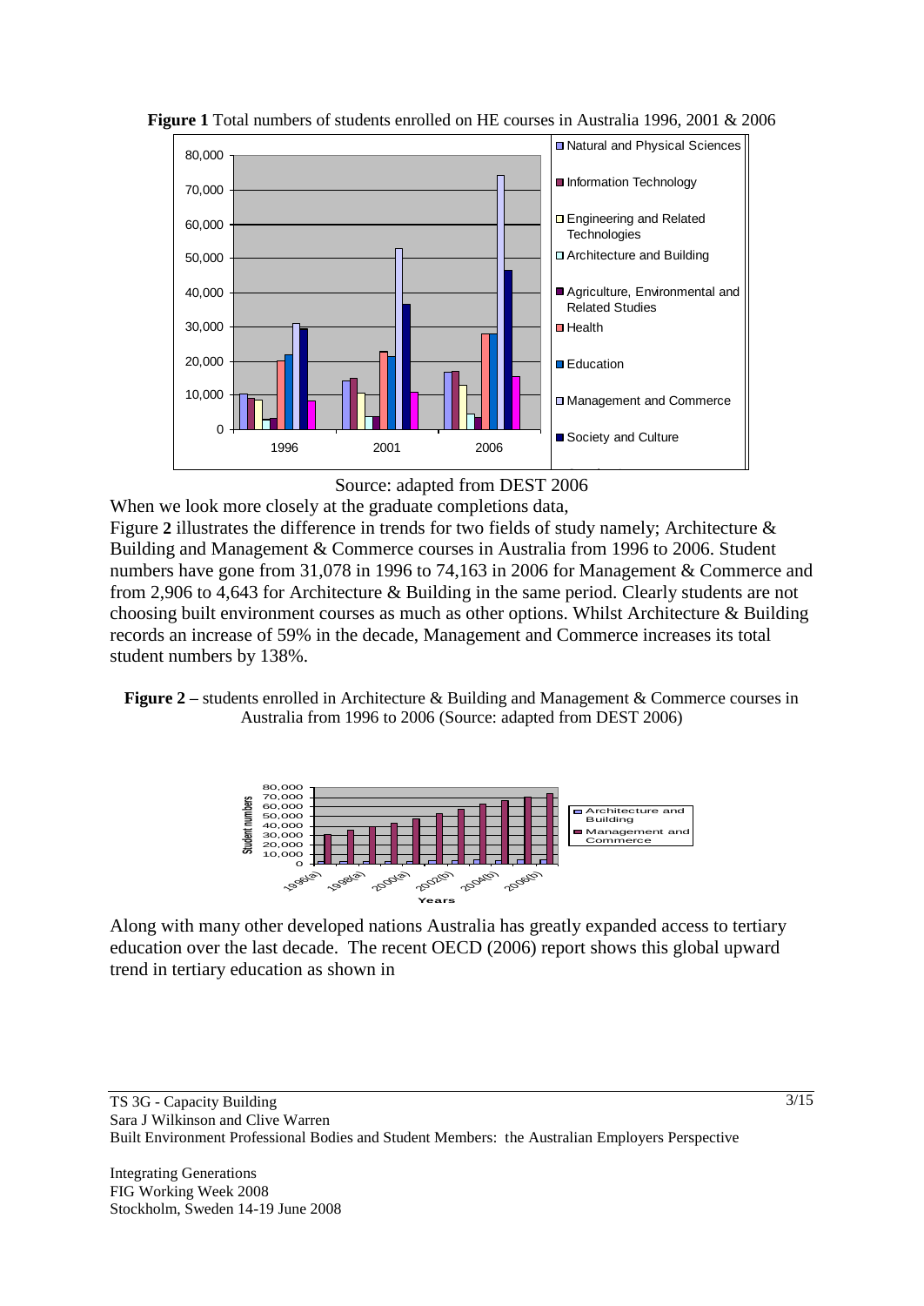**Figure 1** Total numbers of students enrolled on HE courses in Australia 1996, 2001 & 2006

Source: adapted from DEST 2006

When we look more closely at the graduate completions data,

Figure **2** illustrates the difference in trends for two fields of study namely; Architecture & Building and Management & Commerce courses in Australia from 1996 to 2006. Student numbers have gone from 31,078 in 1996 to 74,163 in 2006 for Management & Commerce and from 2,906 to 4,643 for Architecture & Building in the same period. Clearly students are not choosing built environment courses as much as other options. Whilst Architecture & Building records an increase of 59% in the decade, Management and Commerce increases its total student numbers by 138%.

**Figure 2** – students enrolled in Architecture & Building and Management & Commerce courses in Australia from 1996 to 2006 (Source: adapted from DEST 2006)

Along with many other developed nations Australia has greatly expanded access to tertiary education over the last decade. The recent OECD (2006) report shows this global upward trend in tertiary education as shown in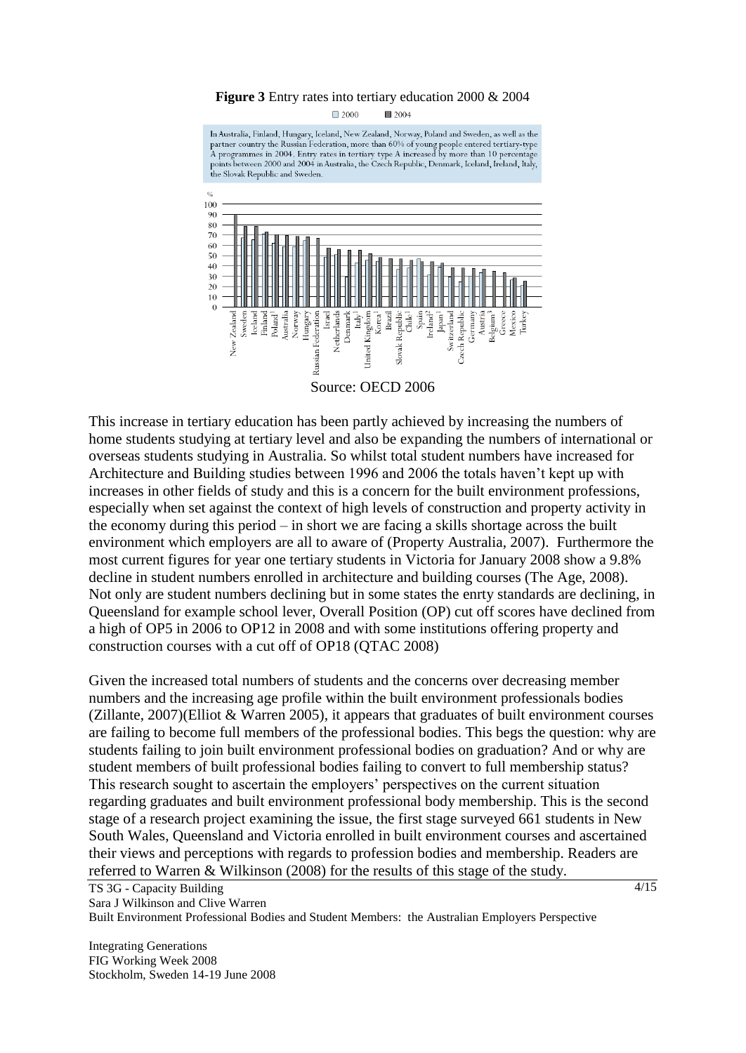**Figure 3** Entry rates into tertiary education 2000 & 2004

Source: OECD 2006

This increase in tertiary education has been partly achieved by increasing the numbers of home students studying at tertiary level and also be expanding the numbers of international or overseas students studying in Australia. So whilst total student numbers have increased for Architecture and Building studies between 1996 and 2006 the totals haven't kept up with increases in other fields of study and this is a concern for the built environment professions, especially when set against the context of high levels of construction and property activity in the economy during this period – in short we are facing a skills shortage across the built environment which employers are all to aware of (Property Australia, 2007). Furthermore the most current figures for year one tertiary students in Victoria for January 2008 show a 9.8% decline in student numbers enrolled in architecture and building courses (The Age, 2008). Not only are student numbers declining but in some states the enrty standards are declining, in Queensland for example school lever, Overall Position (OP) cut off scores have declined from a high of OP5 in 2006 to OP12 in 2008 and with some institutions offering property and construction courses with a cut off of OP18 (QTAC 2008)

Given the increased total numbers of students and the concerns over decreasing member numbers and the increasing age profile within the built environment professionals bodies (Zillante, 2007)(Elliot & Warren 2005), it appears that graduates of built environment courses are failing to become full members of the professional bodies. This begs the question: why are students failing to join built environment professional bodies on graduation? And or why are student members of built professional bodies failing to convert to full membership status? This research sought to ascertain the employers' perspectives on the current situation regarding graduates and built environment professional body membership. This is the second stage of a research project examining the issue, the first stage surveyed 661 students in New South Wales, Queensland and Victoria enrolled in built environment courses and ascertained their views and perceptions with regards to profession bodies and membership. Readers are referred to Warren & Wilkinson (2008) for the results of this stage of the study.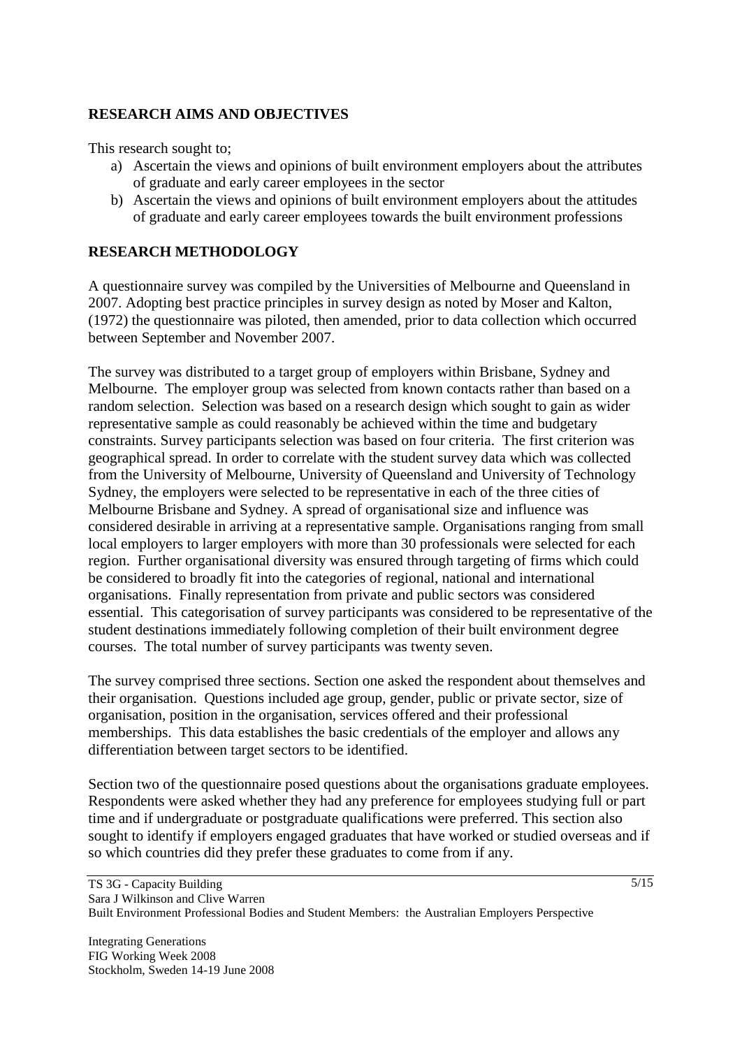## RESEARCH AIMS AND OBJECTIVES

This research sought to;

a) Ascertain the views and opinions of built environment employers about the attributes of graduate and early career employees in the sector
b) Ascertain the views and opinions of built environment employers about the attitudes of graduate and early career employees towards the built environment professions

## RESEARCH METHODOLOGY

A questionnaire survey was compiled by the Universities of Melbourne and Queensland in 2007. Adopting best practice principles in survey design as noted by Moser and Kalton, (1972) the questionnaire was piloted, then amended, prior to data collection which occurred between September and November 2007.

The survey was distributed to a target group of employers within Brisbane, Sydney and Melbourne. The employer group was selected from known contacts rather than based on a random selection. Selection was based on a research design which sought to gain as wider representative sample as could reasonably be achieved within the time and budgetary constraints. Survey participants selection was based on four criteria. The first criterion was geographical spread. In order to correlate with the student survey data which was collected from the University of Melbourne, University of Queensland and University of Technology Sydney, the employers were selected to be representative in each of the three cities of Melbourne Brisbane and Sydney. A spread of organisational size and influence was considered desirable in arriving at a representative sample. Organisations ranging from small local employers to larger employers with more than 30 professionals were selected for each region. Further organisational diversity was ensured through targeting of firms which could be considered to broadly fit into the categories of regional, national and international organisations. Finally representation from private and public sectors was considered essential. This categorisation of survey participants was considered to be representative of the student destinations immediately following completion of their built environment degree courses. The total number of survey participants was twenty seven.

The survey comprised three sections. Section one asked the respondent about themselves and their organisation. Questions included age group, gender, public or private sector, size of organisation, position in the organisation, services offered and their professional memberships. This data establishes the basic credentials of the employer and allows any differentiation between target sectors to be identified.

Section two of the questionnaire posed questions about the organisations graduate employees. Respondents were asked whether they had any preference for employees studying full or part time and if undergraduate or postgraduate qualifications were preferred. This section also sought to identify if employers engaged graduates that have worked or studied overseas and if so which countries did they prefer these graduates to come from if any.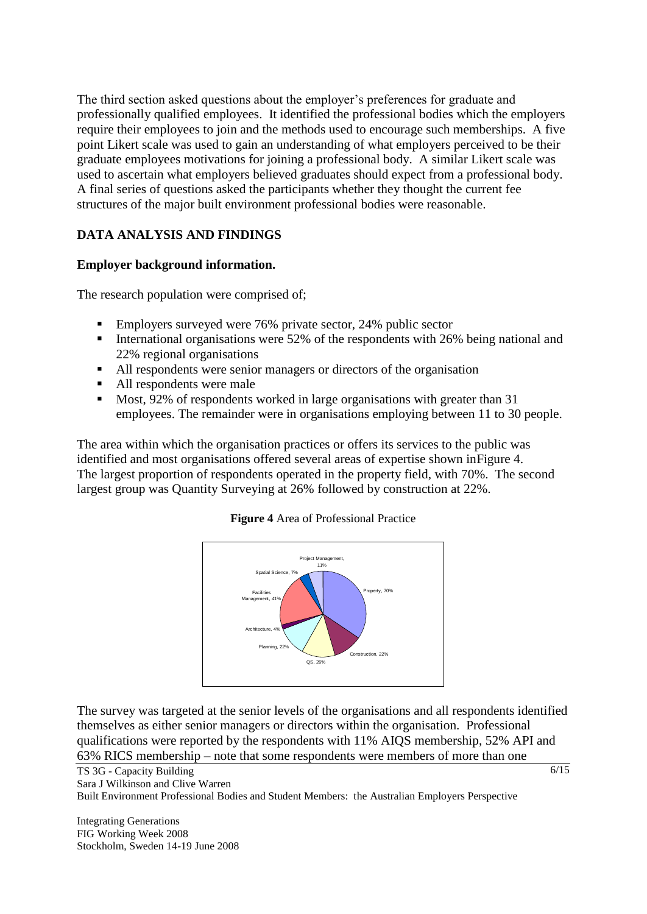The third section asked questions about the employer's preferences for graduate and professionally qualified employees. It identified the professional bodies which the employers require their employees to join and the methods used to encourage such memberships. A five point Likert scale was used to gain an understanding of what employers perceived to be their graduate employees motivations for joining a professional body. A similar Likert scale was used to ascertain what employers believed graduates should expect from a professional body. A final series of questions asked the participants whether they thought the current fee structures of the major built environment professional bodies were reasonable.

## DATA ANALYSIS AND FINDINGS

### Employer background information.

The research population were comprised of;

- Employers surveyed were 76% private sector, 24% public sector
- International organisations were 52% of the respondents with 26% being national and 22% regional organisations
- All respondents were senior managers or directors of the organisation
- All respondents were male
- Most, 92% of respondents worked in large organisations with greater than 31 employees. The remainder were in organisations employing between 11 to 30 people.

The area within which the organisation practices or offers its services to the public was identified and most organisations offered several areas of expertise shown inFigure 4. The largest proportion of respondents operated in the property field, with 70%. The second largest group was Quantity Surveying at 26% followed by construction at 22%.

**Figure 4** Area of Professional Practice

Project Management, 11%; Spatial Science, 7%; Facilities Management, 41%; Architecture, 4%; Planning, 22%; QS, 26%; Construction, 22%; Property, 70%

The survey was targeted at the senior levels of the organisations and all respondents identified themselves as either senior managers or directors within the organisation. Professional qualifications were reported by the respondents with 11% AIQS membership, 52% API and 63% RICS membership – note that some respondents were members of more than one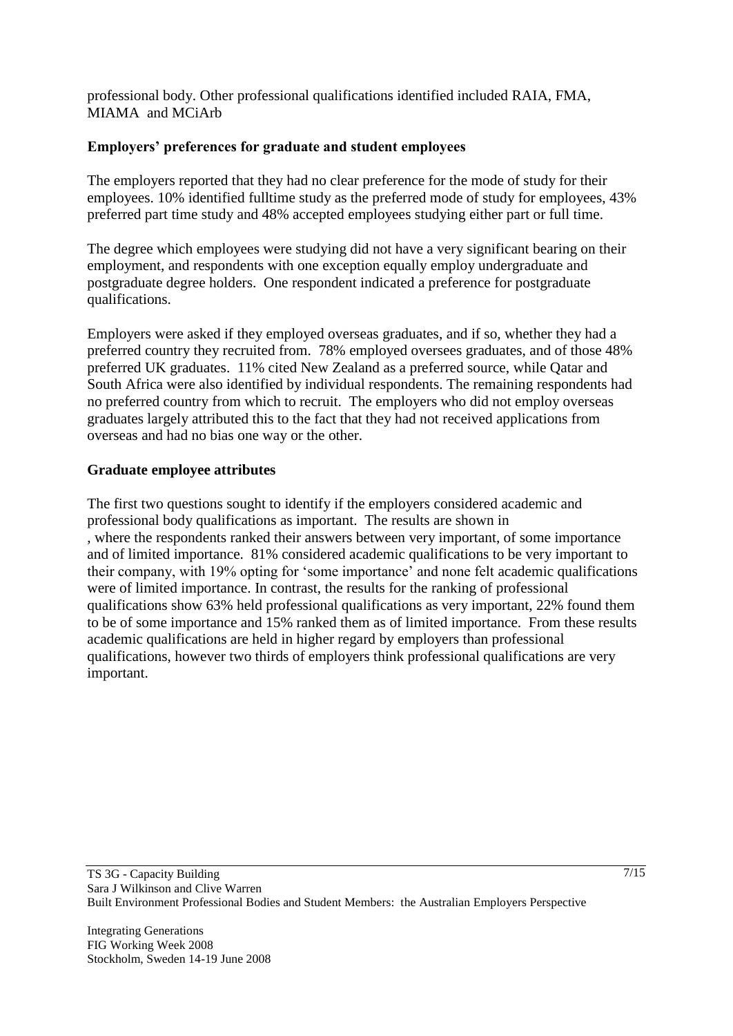professional body. Other professional qualifications identified included RAIA, FMA, MIAMA and MCiArb

### Employers' preferences for graduate and student employees

The employers reported that they had no clear preference for the mode of study for their employees. 10% identified fulltime study as the preferred mode of study for employees, 43% preferred part time study and 48% accepted employees studying either part or full time.

The degree which employees were studying did not have a very significant bearing on their employment, and respondents with one exception equally employ undergraduate and postgraduate degree holders. One respondent indicated a preference for postgraduate qualifications.

Employers were asked if they employed overseas graduates, and if so, whether they had a preferred country they recruited from. 78% employed oversees graduates, and of those 48% preferred UK graduates. 11% cited New Zealand as a preferred source, while Qatar and South Africa were also identified by individual respondents. The remaining respondents had no preferred country from which to recruit. The employers who did not employ overseas graduates largely attributed this to the fact that they had not received applications from overseas and had no bias one way or the other.

### Graduate employee attributes

The first two questions sought to identify if the employers considered academic and professional body qualifications as important. The results are shown in
, where the respondents ranked their answers between very important, of some importance and of limited importance. 81% considered academic qualifications to be very important to their company, with 19% opting for 'some importance' and none felt academic qualifications were of limited importance. In contrast, the results for the ranking of professional qualifications show 63% held professional qualifications as very important, 22% found them to be of some importance and 15% ranked them as of limited importance. From these results academic qualifications are held in higher regard by employers than professional qualifications, however two thirds of employers think professional qualifications are very important.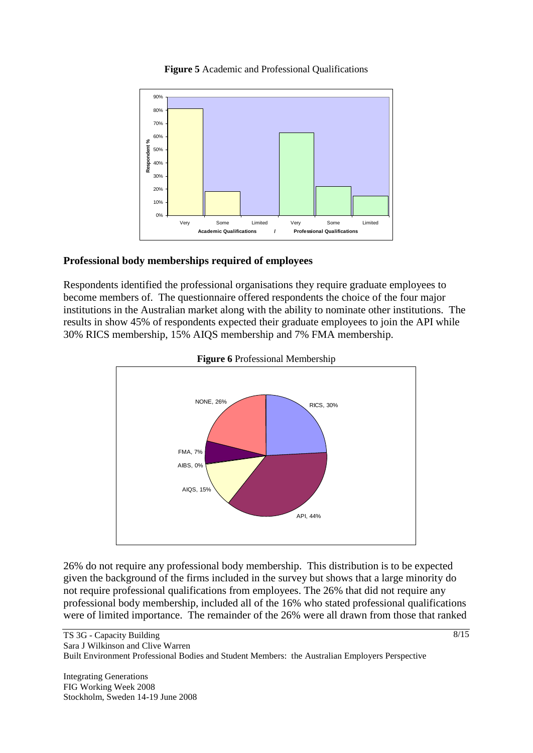**Figure 5** Academic and Professional Qualifications

## Professional body memberships required of employees

Respondents identified the professional organisations they require graduate employees to become members of. The questionnaire offered respondents the choice of the four major institutions in the Australian market along with the ability to nominate other institutions. The results in show 45% of respondents expected their graduate employees to join the API while 30% RICS membership, 15% AIQS membership and 7% FMA membership.

**Figure 6** Professional Membership

26% do not require any professional body membership. This distribution is to be expected given the background of the firms included in the survey but shows that a large minority do not require professional qualifications from employees. The 26% that did not require any professional body membership, included all of the 16% who stated professional qualifications were of limited importance. The remainder of the 26% were all drawn from those that ranked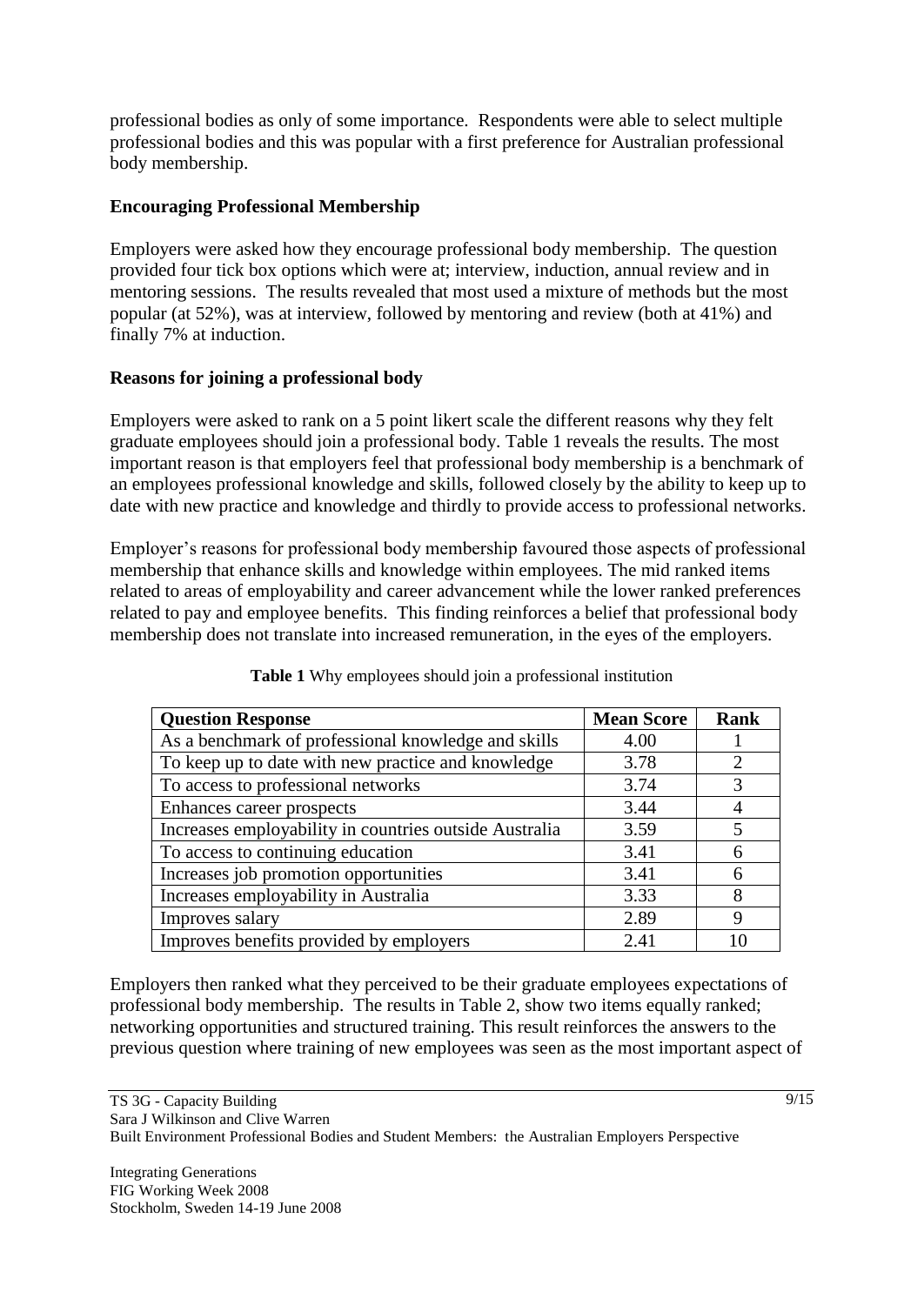professional bodies as only of some importance. Respondents were able to select multiple professional bodies and this was popular with a first preference for Australian professional body membership.

**Encouraging Professional Membership**

Employers were asked how they encourage professional body membership. The question provided four tick box options which were at; interview, induction, annual review and in mentoring sessions. The results revealed that most used a mixture of methods but the most popular (at 52%), was at interview, followed by mentoring and review (both at 41%) and finally 7% at induction.

**Reasons for joining a professional body**

Employers were asked to rank on a 5 point likert scale the different reasons why they felt graduate employees should join a professional body. Table 1 reveals the results. The most important reason is that employers feel that professional body membership is a benchmark of an employees professional knowledge and skills, followed closely by the ability to keep up to date with new practice and knowledge and thirdly to provide access to professional networks.

Employer's reasons for professional body membership favoured those aspects of professional membership that enhance skills and knowledge within employees. The mid ranked items related to areas of employability and career advancement while the lower ranked preferences related to pay and employee benefits. This finding reinforces a belief that professional body membership does not translate into increased remuneration, in the eyes of the employers.

**Table 1** Why employees should join a professional institution

| Question Response | Mean Score | Rank |
|---|---|---|
| As a benchmark of professional knowledge and skills | 4.00 | 1 |
| To keep up to date with new practice and knowledge | 3.78 | 2 |
| To access to professional networks | 3.74 | 3 |
| Enhances career prospects | 3.44 | 4 |
| Increases employability in countries outside Australia | 3.59 | 5 |
| To access to continuing education | 3.41 | 6 |
| Increases job promotion opportunities | 3.41 | 6 |
| Increases employability in Australia | 3.33 | 8 |
| Improves salary | 2.89 | 9 |
| Improves benefits provided by employers | 2.41 | 10 |

Employers then ranked what they perceived to be their graduate employees expectations of professional body membership. The results in Table 2, show two items equally ranked; networking opportunities and structured training. This result reinforces the answers to the previous question where training of new employees was seen as the most important aspect of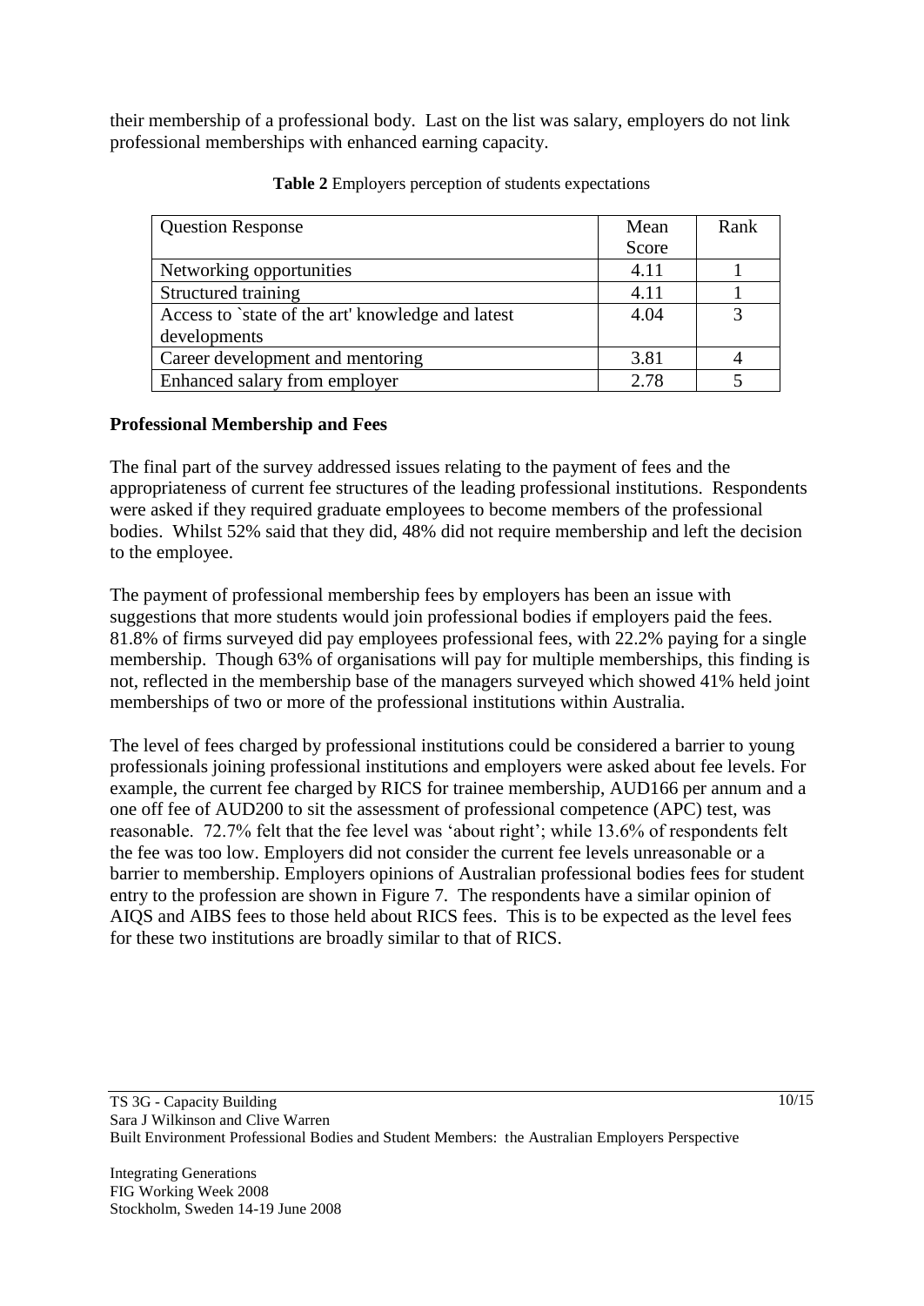their membership of a professional body. Last on the list was salary, employers do not link professional memberships with enhanced earning capacity.

**Table 2** Employers perception of students expectations

| Question Response | Mean Score | Rank |
|---|---|---|
| Networking opportunities | 4.11 | 1 |
| Structured training | 4.11 | 1 |
| Access to `state of the art' knowledge and latest developments | 4.04 | 3 |
| Career development and mentoring | 3.81 | 4 |
| Enhanced salary from employer | 2.78 | 5 |

**Professional Membership and Fees**

The final part of the survey addressed issues relating to the payment of fees and the appropriateness of current fee structures of the leading professional institutions. Respondents were asked if they required graduate employees to become members of the professional bodies. Whilst 52% said that they did, 48% did not require membership and left the decision to the employee.

The payment of professional membership fees by employers has been an issue with suggestions that more students would join professional bodies if employers paid the fees. 81.8% of firms surveyed did pay employees professional fees, with 22.2% paying for a single membership. Though 63% of organisations will pay for multiple memberships, this finding is not, reflected in the membership base of the managers surveyed which showed 41% held joint memberships of two or more of the professional institutions within Australia.

The level of fees charged by professional institutions could be considered a barrier to young professionals joining professional institutions and employers were asked about fee levels. For example, the current fee charged by RICS for trainee membership, AUD166 per annum and a one off fee of AUD200 to sit the assessment of professional competence (APC) test, was reasonable. 72.7% felt that the fee level was 'about right'; while 13.6% of respondents felt the fee was too low. Employers did not consider the current fee levels unreasonable or a barrier to membership. Employers opinions of Australian professional bodies fees for student entry to the profession are shown in Figure 7. The respondents have a similar opinion of AIQS and AIBS fees to those held about RICS fees. This is to be expected as the level fees for these two institutions are broadly similar to that of RICS.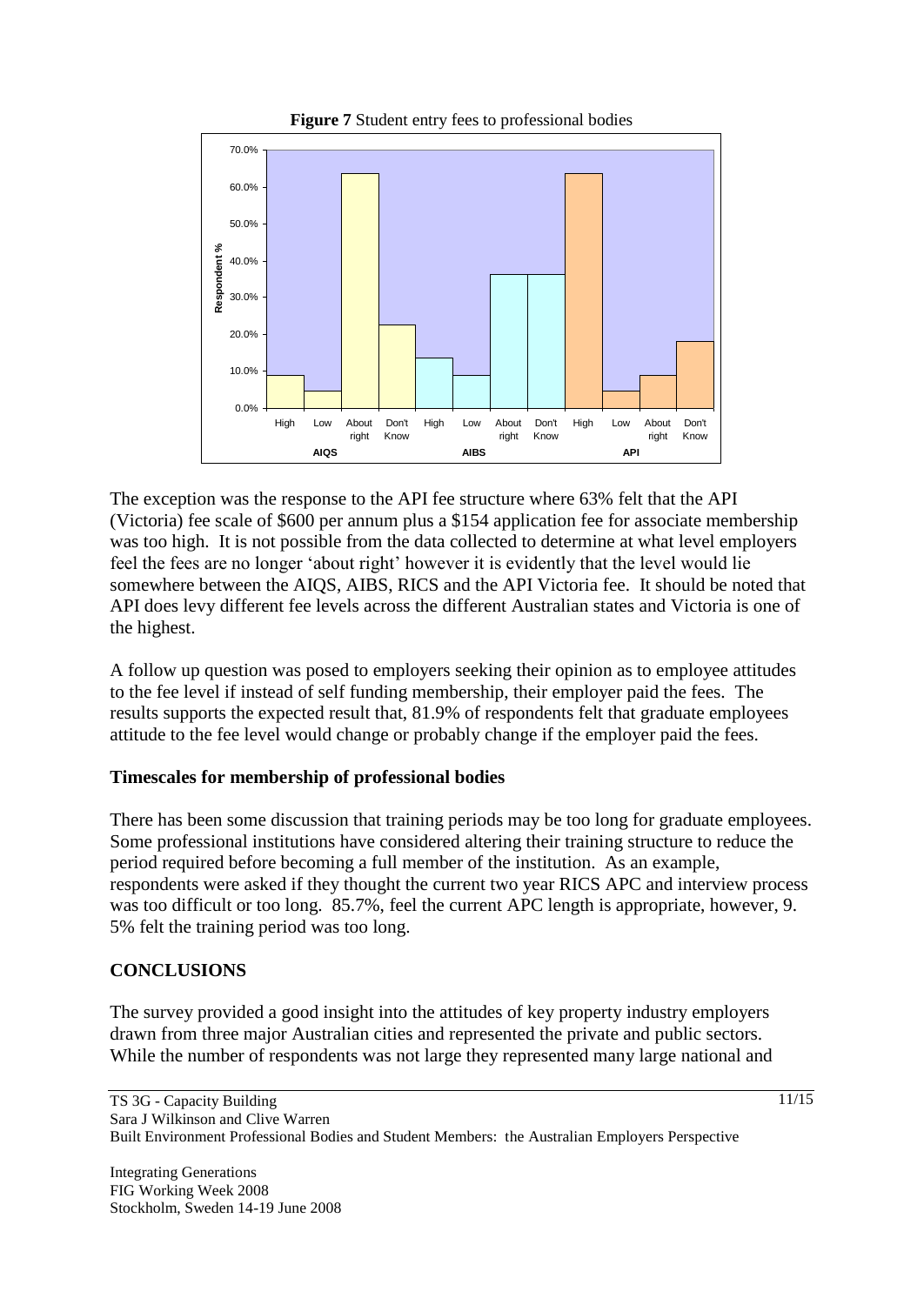**Figure 7** Student entry fees to professional bodies

The exception was the response to the API fee structure where 63% felt that the API (Victoria) fee scale of \$600 per annum plus a \$154 application fee for associate membership was too high. It is not possible from the data collected to determine at what level employers feel the fees are no longer 'about right' however it is evidently that the level would lie somewhere between the AIQS, AIBS, RICS and the API Victoria fee. It should be noted that API does levy different fee levels across the different Australian states and Victoria is one of the highest.

A follow up question was posed to employers seeking their opinion as to employee attitudes to the fee level if instead of self funding membership, their employer paid the fees. The results supports the expected result that, 81.9% of respondents felt that graduate employees attitude to the fee level would change or probably change if the employer paid the fees.

## Timescales for membership of professional bodies

There has been some discussion that training periods may be too long for graduate employees. Some professional institutions have considered altering their training structure to reduce the period required before becoming a full member of the institution. As an example, respondents were asked if they thought the current two year RICS APC and interview process was too difficult or too long. 85.7%, feel the current APC length is appropriate, however, 9. 5% felt the training period was too long.

## CONCLUSIONS

The survey provided a good insight into the attitudes of key property industry employers drawn from three major Australian cities and represented the private and public sectors. While the number of respondents was not large they represented many large national and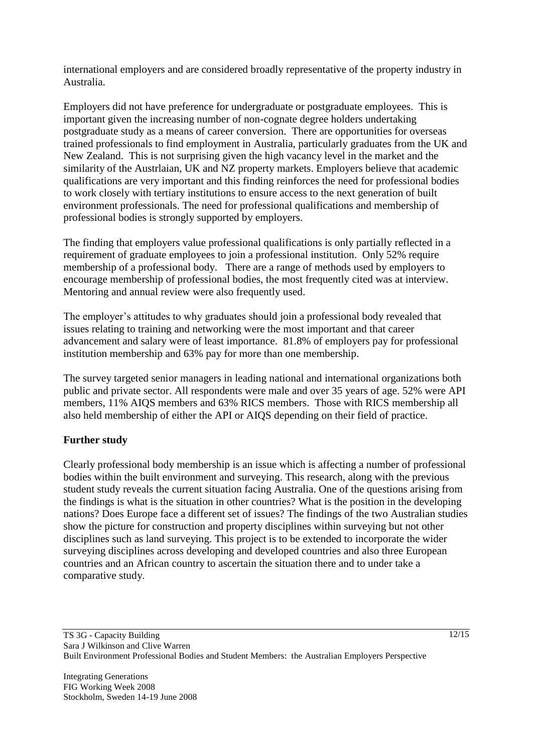international employers and are considered broadly representative of the property industry in Australia.

Employers did not have preference for undergraduate or postgraduate employees. This is important given the increasing number of non-cognate degree holders undertaking postgraduate study as a means of career conversion. There are opportunities for overseas trained professionals to find employment in Australia, particularly graduates from the UK and New Zealand. This is not surprising given the high vacancy level in the market and the similarity of the Austrlaian, UK and NZ property markets. Employers believe that academic qualifications are very important and this finding reinforces the need for professional bodies to work closely with tertiary institutions to ensure access to the next generation of built environment professionals. The need for professional qualifications and membership of professional bodies is strongly supported by employers.

The finding that employers value professional qualifications is only partially reflected in a requirement of graduate employees to join a professional institution. Only 52% require membership of a professional body. There are a range of methods used by employers to encourage membership of professional bodies, the most frequently cited was at interview. Mentoring and annual review were also frequently used.

The employer's attitudes to why graduates should join a professional body revealed that issues relating to training and networking were the most important and that career advancement and salary were of least importance. 81.8% of employers pay for professional institution membership and 63% pay for more than one membership.

The survey targeted senior managers in leading national and international organizations both public and private sector. All respondents were male and over 35 years of age. 52% were API members, 11% AIQS members and 63% RICS members. Those with RICS membership all also held membership of either the API or AIQS depending on their field of practice.

**Further study**

Clearly professional body membership is an issue which is affecting a number of professional bodies within the built environment and surveying. This research, along with the previous student study reveals the current situation facing Australia. One of the questions arising from the findings is what is the situation in other countries? What is the position in the developing nations? Does Europe face a different set of issues? The findings of the two Australian studies show the picture for construction and property disciplines within surveying but not other disciplines such as land surveying. This project is to be extended to incorporate the wider surveying disciplines across developing and developed countries and also three European countries and an African country to ascertain the situation there and to under take a comparative study.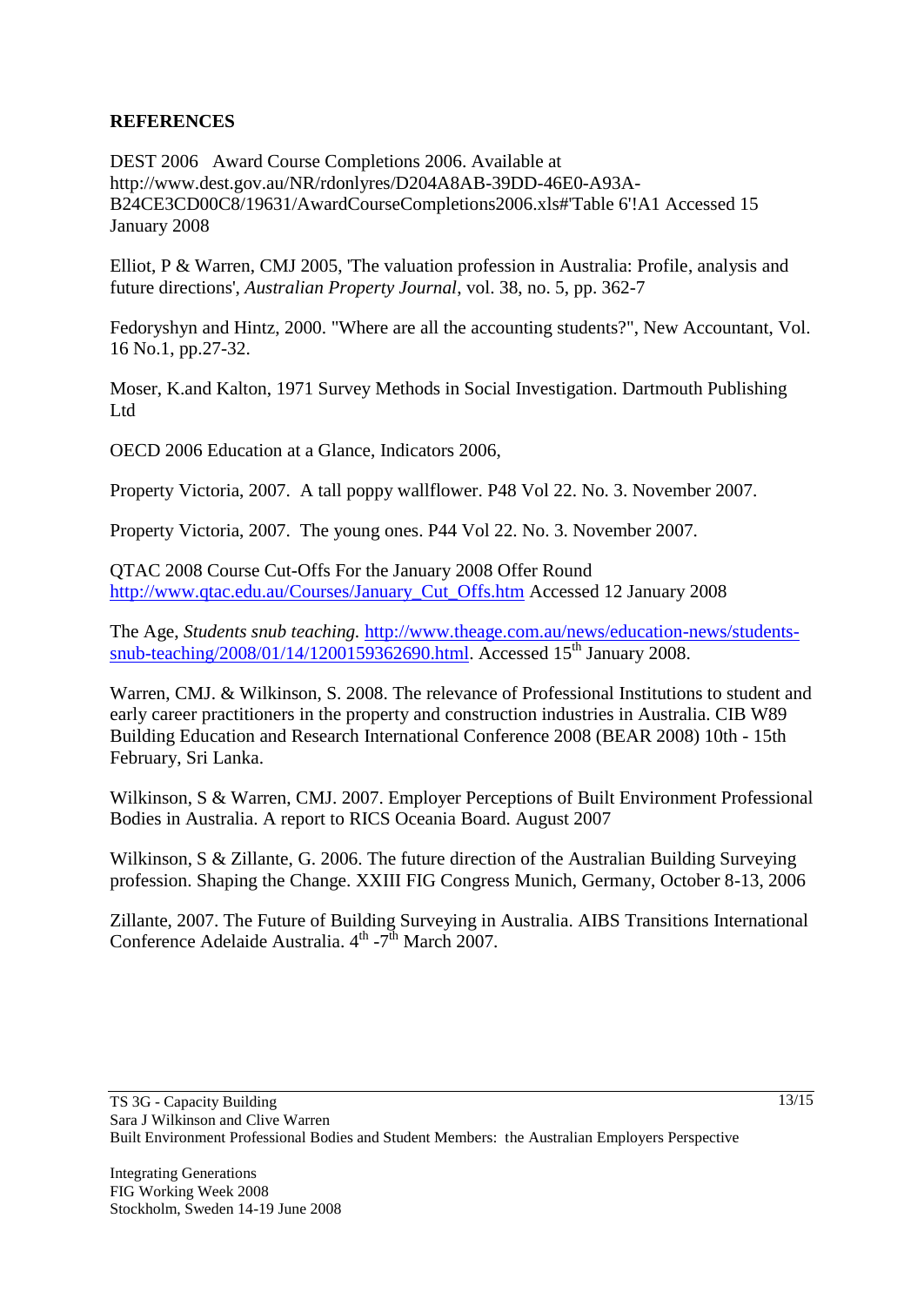**REFERENCES**

DEST 2006 Award Course Completions 2006. Available at http://www.dest.gov.au/NR/rdonlyres/D204A8AB-39DD-46E0-A93A-B24CE3CD00C8/19631/AwardCourseCompletions2006.xls#'Table 6'!A1 Accessed 15 January 2008

Elliot, P & Warren, CMJ 2005, 'The valuation profession in Australia: Profile, analysis and future directions', *Australian Property Journal*, vol. 38, no. 5, pp. 362-7

Fedoryshyn and Hintz, 2000. "Where are all the accounting students?", New Accountant, Vol. 16 No.1, pp.27-32.

Moser, K.and Kalton, 1971 Survey Methods in Social Investigation. Dartmouth Publishing Ltd

OECD 2006 Education at a Glance, Indicators 2006,

Property Victoria, 2007. A tall poppy wallflower. P48 Vol 22. No. 3. November 2007.

Property Victoria, 2007. The young ones. P44 Vol 22. No. 3. November 2007.

QTAC 2008 Course Cut-Offs For the January 2008 Offer Round http://www.qtac.edu.au/Courses/January_Cut_Offs.htm Accessed 12 January 2008

The Age, *Students snub teaching.* http://www.theage.com.au/news/education-news/students-snub-teaching/2008/01/14/1200159362690.html. Accessed 15th January 2008.

Warren, CMJ. & Wilkinson, S. 2008. The relevance of Professional Institutions to student and early career practitioners in the property and construction industries in Australia. CIB W89 Building Education and Research International Conference 2008 (BEAR 2008) 10th - 15th February, Sri Lanka.

Wilkinson, S & Warren, CMJ. 2007. Employer Perceptions of Built Environment Professional Bodies in Australia. A report to RICS Oceania Board. August 2007

Wilkinson, S & Zillante, G. 2006. The future direction of the Australian Building Surveying profession. Shaping the Change. XXIII FIG Congress Munich, Germany, October 8-13, 2006

Zillante, 2007. The Future of Building Surveying in Australia. AIBS Transitions International Conference Adelaide Australia. 4th -7th March 2007.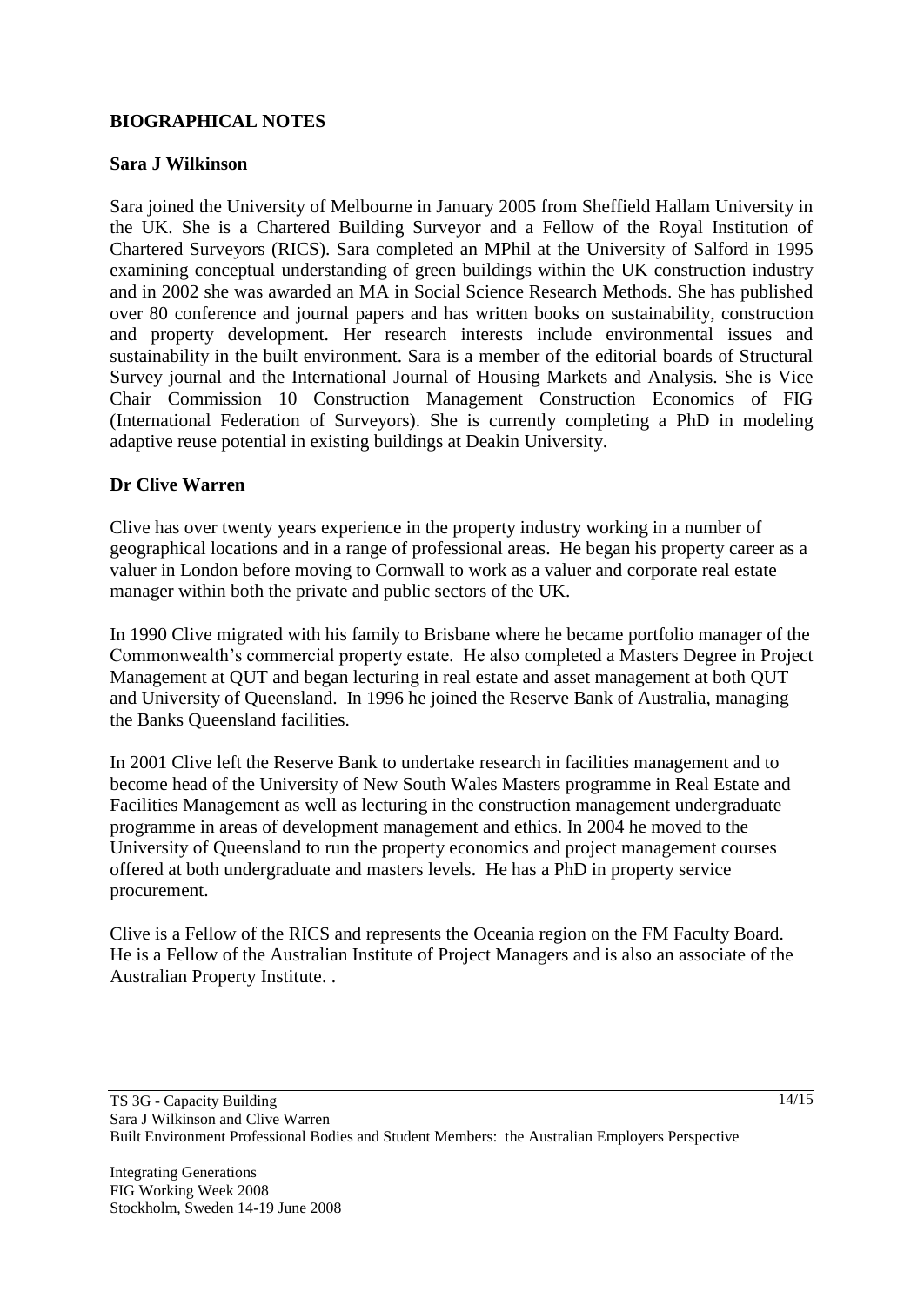## BIOGRAPHICAL NOTES

### Sara J Wilkinson

Sara joined the University of Melbourne in January 2005 from Sheffield Hallam University in the UK. She is a Chartered Building Surveyor and a Fellow of the Royal Institution of Chartered Surveyors (RICS). Sara completed an MPhil at the University of Salford in 1995 examining conceptual understanding of green buildings within the UK construction industry and in 2002 she was awarded an MA in Social Science Research Methods. She has published over 80 conference and journal papers and has written books on sustainability, construction and property development. Her research interests include environmental issues and sustainability in the built environment. Sara is a member of the editorial boards of Structural Survey journal and the International Journal of Housing Markets and Analysis. She is Vice Chair Commission 10 Construction Management Construction Economics of FIG (International Federation of Surveyors). She is currently completing a PhD in modeling adaptive reuse potential in existing buildings at Deakin University.

### Dr Clive Warren

Clive has over twenty years experience in the property industry working in a number of geographical locations and in a range of professional areas. He began his property career as a valuer in London before moving to Cornwall to work as a valuer and corporate real estate manager within both the private and public sectors of the UK.

In 1990 Clive migrated with his family to Brisbane where he became portfolio manager of the Commonwealth's commercial property estate. He also completed a Masters Degree in Project Management at QUT and began lecturing in real estate and asset management at both QUT and University of Queensland. In 1996 he joined the Reserve Bank of Australia, managing the Banks Queensland facilities.

In 2001 Clive left the Reserve Bank to undertake research in facilities management and to become head of the University of New South Wales Masters programme in Real Estate and Facilities Management as well as lecturing in the construction management undergraduate programme in areas of development management and ethics. In 2004 he moved to the University of Queensland to run the property economics and project management courses offered at both undergraduate and masters levels. He has a PhD in property service procurement.

Clive is a Fellow of the RICS and represents the Oceania region on the FM Faculty Board. He is a Fellow of the Australian Institute of Project Managers and is also an associate of the Australian Property Institute. .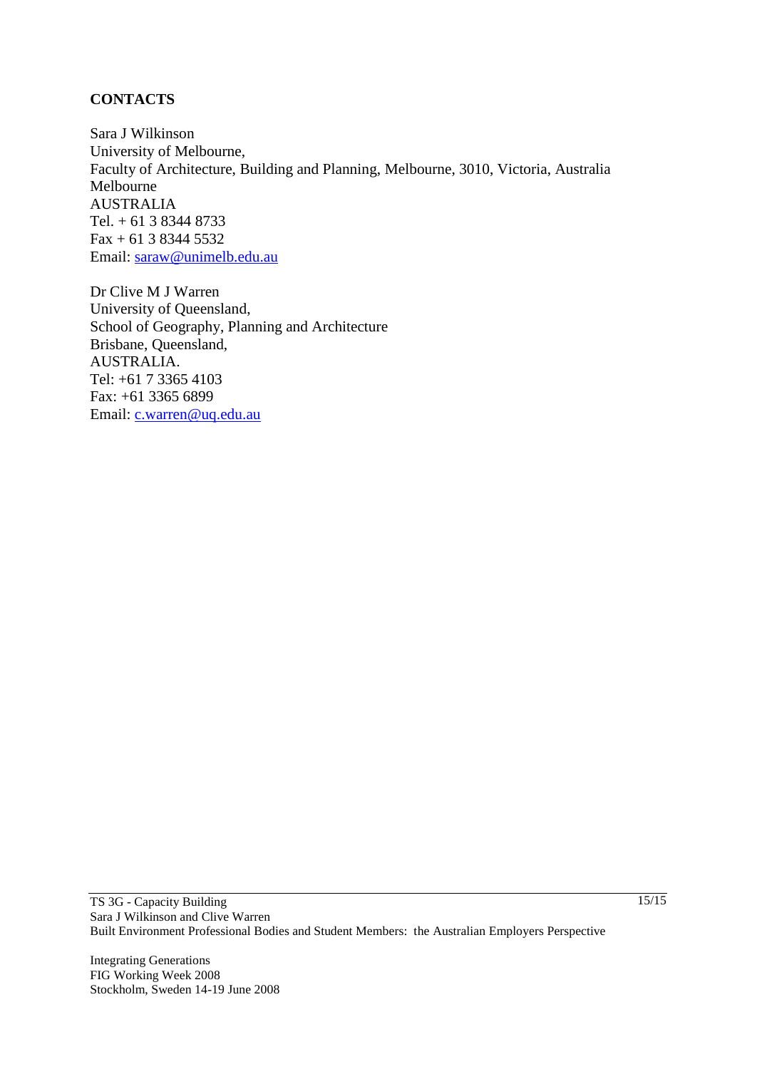**CONTACTS**

Sara J Wilkinson  
University of Melbourne,  
Faculty of Architecture, Building and Planning, Melbourne, 3010, Victoria, Australia  
Melbourne  
AUSTRALIA  
Tel. + 61 3 8344 8733  
Fax + 61 3 8344 5532  
Email: saraw@unimelb.edu.au

Dr Clive M J Warren  
University of Queensland,  
School of Geography, Planning and Architecture  
Brisbane, Queensland,  
AUSTRALIA.  
Tel: +61 7 3365 4103  
Fax: +61 3365 6899  
Email: c.warren@uq.edu.au